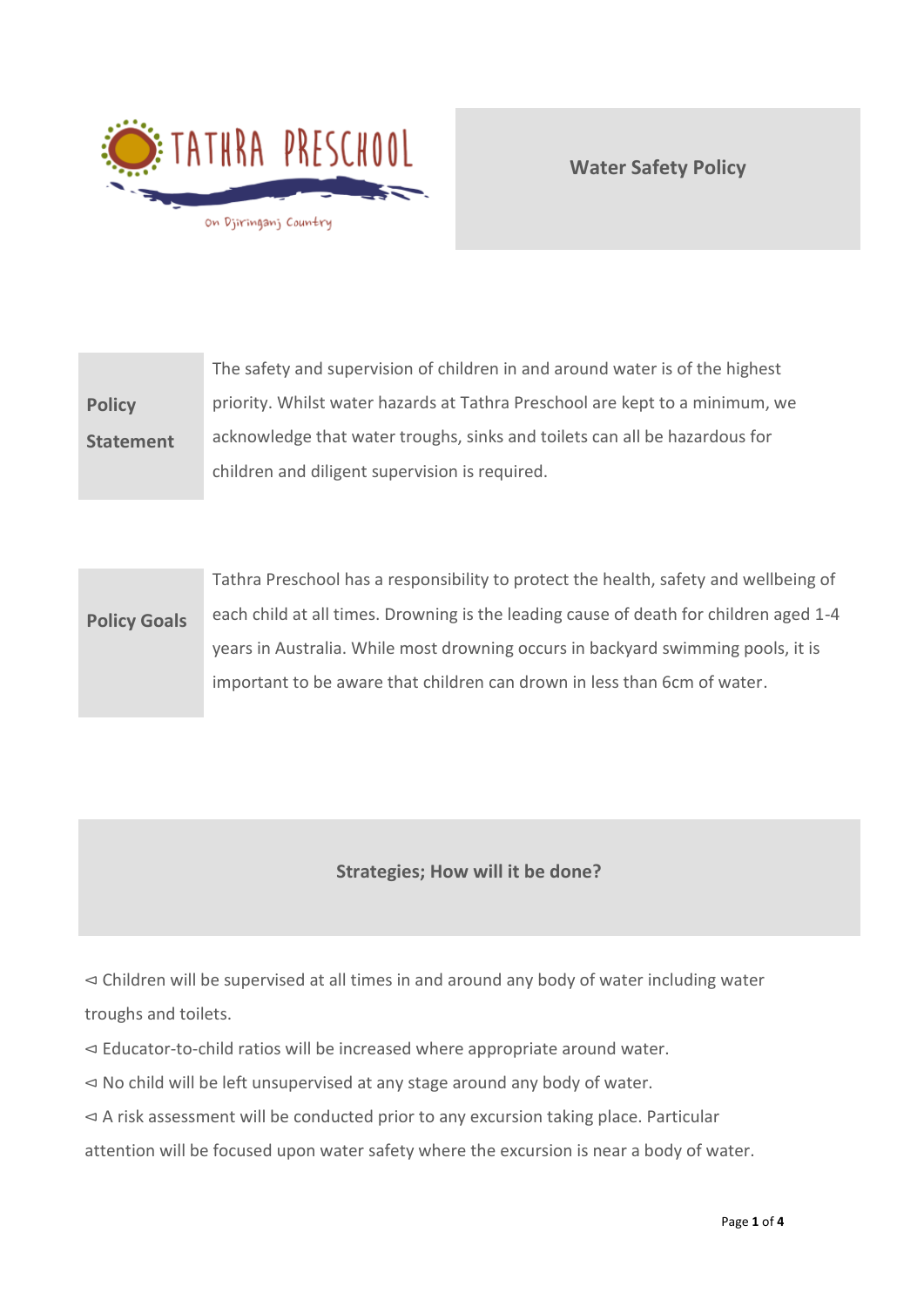TATHRA PRESCHOOL

On Djiringanj Country

# Water Safety Policy

| | |
|---|---|
| **Policy Statement** | The safety and supervision of children in and around water is of the highest priority. Whilst water hazards at Tathra Preschool are kept to a minimum, we acknowledge that water troughs, sinks and toilets can all be hazardous for children and diligent supervision is required. |

| | |
|---|---|
| **Policy Goals** | Tathra Preschool has a responsibility to protect the health, safety and wellbeing of each child at all times. Drowning is the leading cause of death for children aged 1-4 years in Australia. While most drowning occurs in backyard swimming pools, it is important to be aware that children can drown in less than 6cm of water. |

## Strategies; How will it be done?

- Children will be supervised at all times in and around any body of water including water troughs and toilets.
- Educator-to-child ratios will be increased where appropriate around water.
- No child will be left unsupervised at any stage around any body of water.
- A risk assessment will be conducted prior to any excursion taking place. Particular attention will be focused upon water safety where the excursion is near a body of water.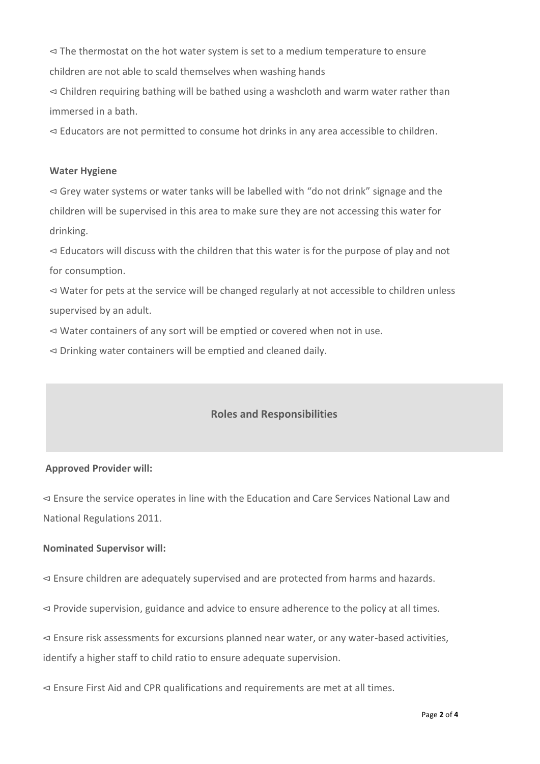- The thermostat on the hot water system is set to a medium temperature to ensure children are not able to scald themselves when washing hands
- Children requiring bathing will be bathed using a washcloth and warm water rather than immersed in a bath.
- Educators are not permitted to consume hot drinks in any area accessible to children.

**Water Hygiene**

- Grey water systems or water tanks will be labelled with "do not drink" signage and the children will be supervised in this area to make sure they are not accessing this water for drinking.
- Educators will discuss with the children that this water is for the purpose of play and not for consumption.
- Water for pets at the service will be changed regularly at not accessible to children unless supervised by an adult.
- Water containers of any sort will be emptied or covered when not in use.
- Drinking water containers will be emptied and cleaned daily.

## Roles and Responsibilities

**Approved Provider will:**

- Ensure the service operates in line with the Education and Care Services National Law and National Regulations 2011.

**Nominated Supervisor will:**

- Ensure children are adequately supervised and are protected from harms and hazards.
- Provide supervision, guidance and advice to ensure adherence to the policy at all times.
- Ensure risk assessments for excursions planned near water, or any water-based activities, identify a higher staff to child ratio to ensure adequate supervision.
- Ensure First Aid and CPR qualifications and requirements are met at all times.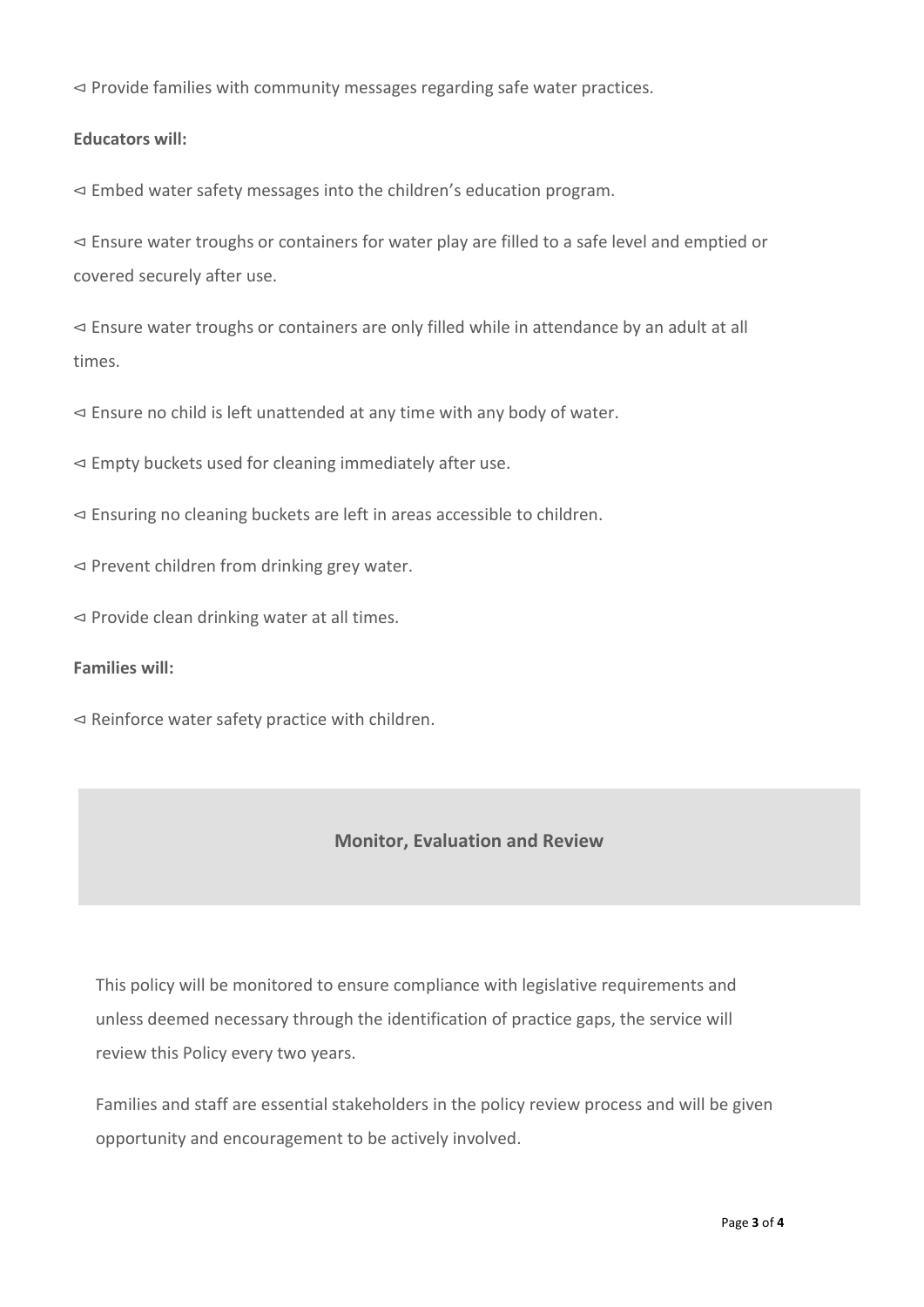- Provide families with community messages regarding safe water practices.

**Educators will:**

- Embed water safety messages into the children's education program.
- Ensure water troughs or containers for water play are filled to a safe level and emptied or covered securely after use.
- Ensure water troughs or containers are only filled while in attendance by an adult at all times.
- Ensure no child is left unattended at any time with any body of water.
- Empty buckets used for cleaning immediately after use.
- Ensuring no cleaning buckets are left in areas accessible to children.
- Prevent children from drinking grey water.
- Provide clean drinking water at all times.

**Families will:**

- Reinforce water safety practice with children.

## Monitor, Evaluation and Review

This policy will be monitored to ensure compliance with legislative requirements and unless deemed necessary through the identification of practice gaps, the service will review this Policy every two years.

Families and staff are essential stakeholders in the policy review process and will be given opportunity and encouragement to be actively involved.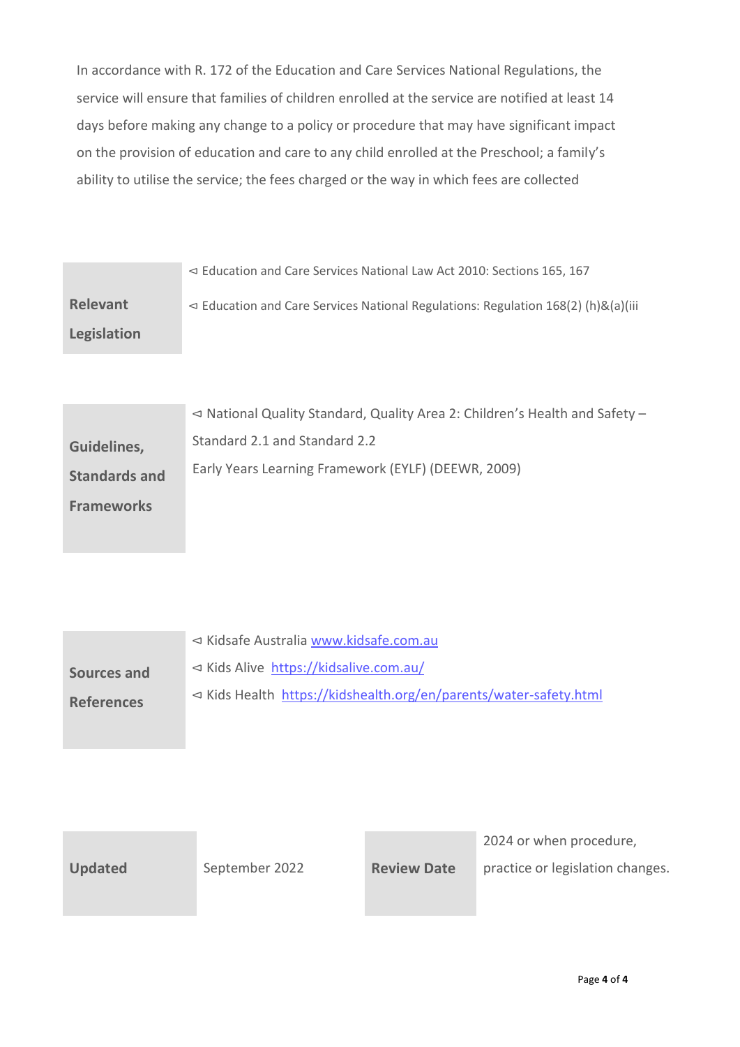In accordance with R. 172 of the Education and Care Services National Regulations, the service will ensure that families of children enrolled at the service are notified at least 14 days before making any change to a policy or procedure that may have significant impact on the provision of education and care to any child enrolled at the Preschool; a family's ability to utilise the service; the fees charged or the way in which fees are collected

| | |
|---|---|
| **Relevant Legislation** | ⊲ Education and Care Services National Law Act 2010: Sections 165, 167<br>⊲ Education and Care Services National Regulations: Regulation 168(2) (h)&(a)(iii |

| | |
|---|---|
| **Guidelines, Standards and Frameworks** | ⊲ National Quality Standard, Quality Area 2: Children's Health and Safety – Standard 2.1 and Standard 2.2<br>Early Years Learning Framework (EYLF) (DEEWR, 2009) |

| | |
|---|---|
| **Sources and References** | ⊲ Kidsafe Australia www.kidsafe.com.au<br>⊲ Kids Alive https://kidsalive.com.au/<br>⊲ Kids Health https://kidshealth.org/en/parents/water-safety.html |

| | | | |
|---|---|---|---|
| **Updated** | September 2022 | **Review Date** | 2024 or when procedure, practice or legislation changes. |